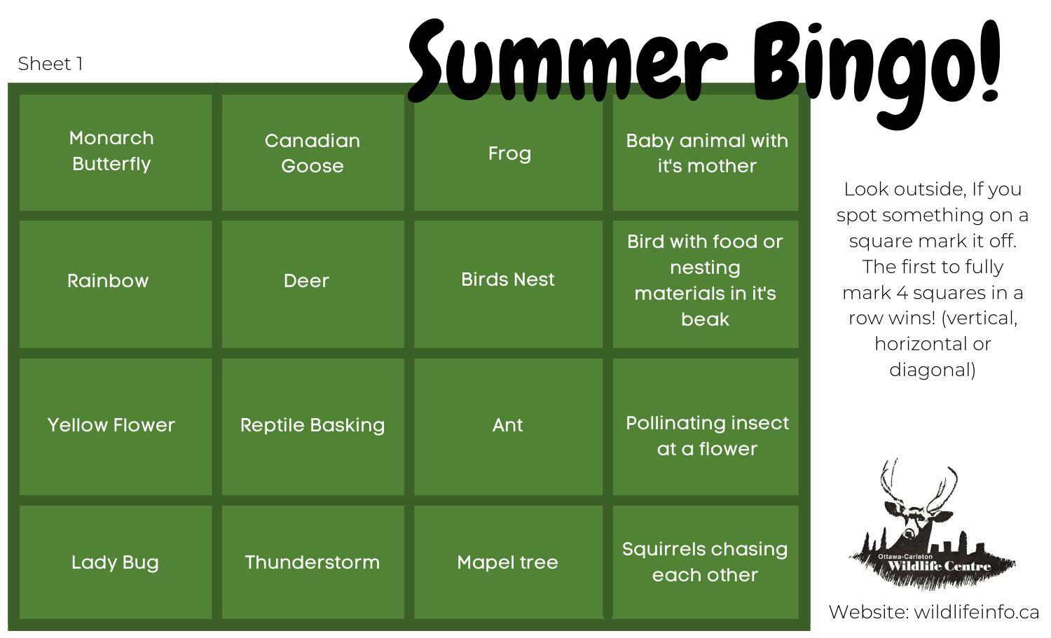Sheet 1

# Summer Bingo!

| | | | |
|---|---|---|---|
| Monarch Butterfly | Canadian Goose | Frog | Baby animal with it's mother |
| Rainbow | Deer | Birds Nest | Bird with food or nesting materials in it's beak |
| Yellow Flower | Reptile Basking | Ant | Pollinating insect at a flower |
| Lady Bug | Thunderstorm | Mapel tree | Squirrels chasing each other |

Look outside, If you spot something on a square mark it off. The first to fully mark 4 squares in a row wins! (vertical, horizontal or diagonal)

Ottawa-Carleton Wildlife Centre

Website: wildlifeinfo.ca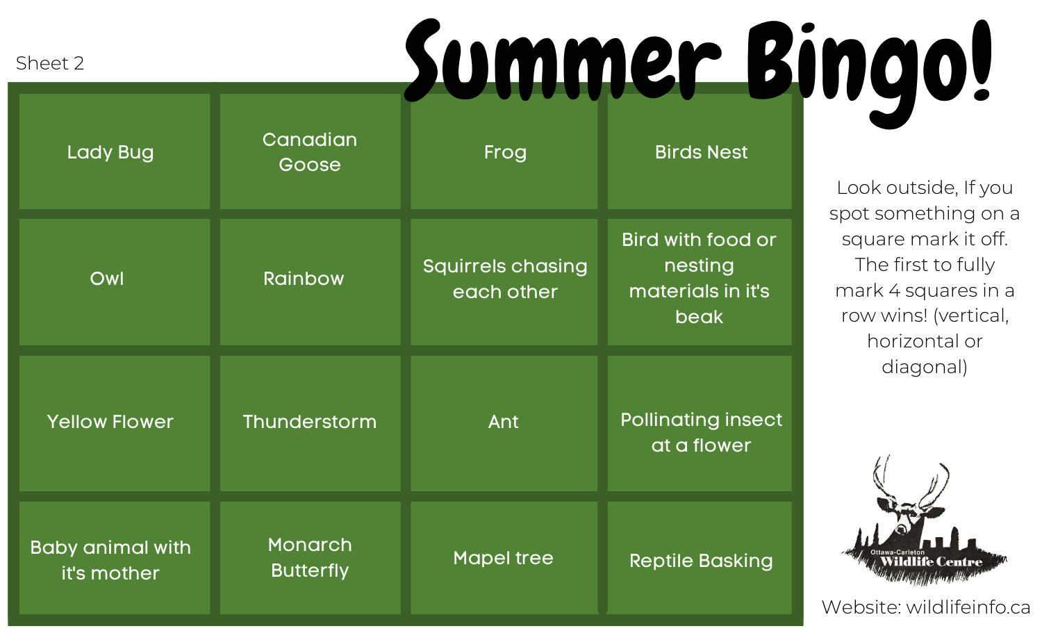Sheet 2

# Summer Bingo!

| | | | |
|---|---|---|---|
| Lady Bug | Canadian Goose | Frog | Birds Nest |
| Owl | Rainbow | Squirrels chasing each other | Bird with food or nesting materials in it's beak |
| Yellow Flower | Thunderstorm | Ant | Pollinating insect at a flower |
| Baby animal with it's mother | Monarch Butterfly | Mapel tree | Reptile Basking |

Look outside, If you spot something on a square mark it off. The first to fully mark 4 squares in a row wins! (vertical, horizontal or diagonal)

Ottawa-Carleton Wildlife Centre

Website: wildlifeinfo.ca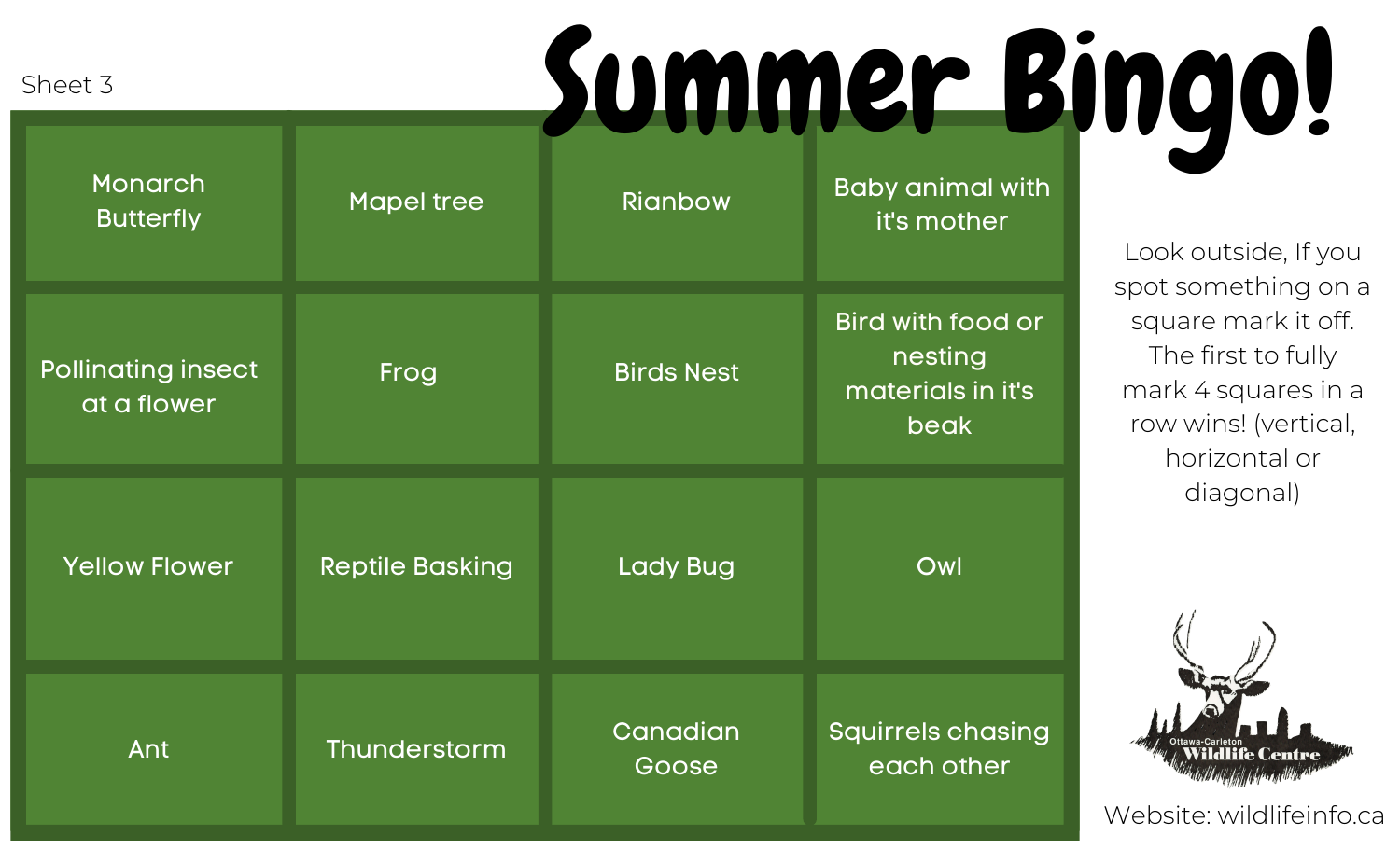Sheet 3

# Summer Bingo!

| | | | |
|---|---|---|---|
| Monarch Butterfly | Mapel tree | Rianbow | Baby animal with it's mother |
| Pollinating insect at a flower | Frog | Birds Nest | Bird with food or nesting materials in it's beak |
| Yellow Flower | Reptile Basking | Lady Bug | Owl |
| Ant | Thunderstorm | Canadian Goose | Squirrels chasing each other |

Look outside, If you spot something on a square mark it off. The first to fully mark 4 squares in a row wins! (vertical, horizontal or diagonal)

Ottawa-Carleton Wildlife Centre

Website: wildlifeinfo.ca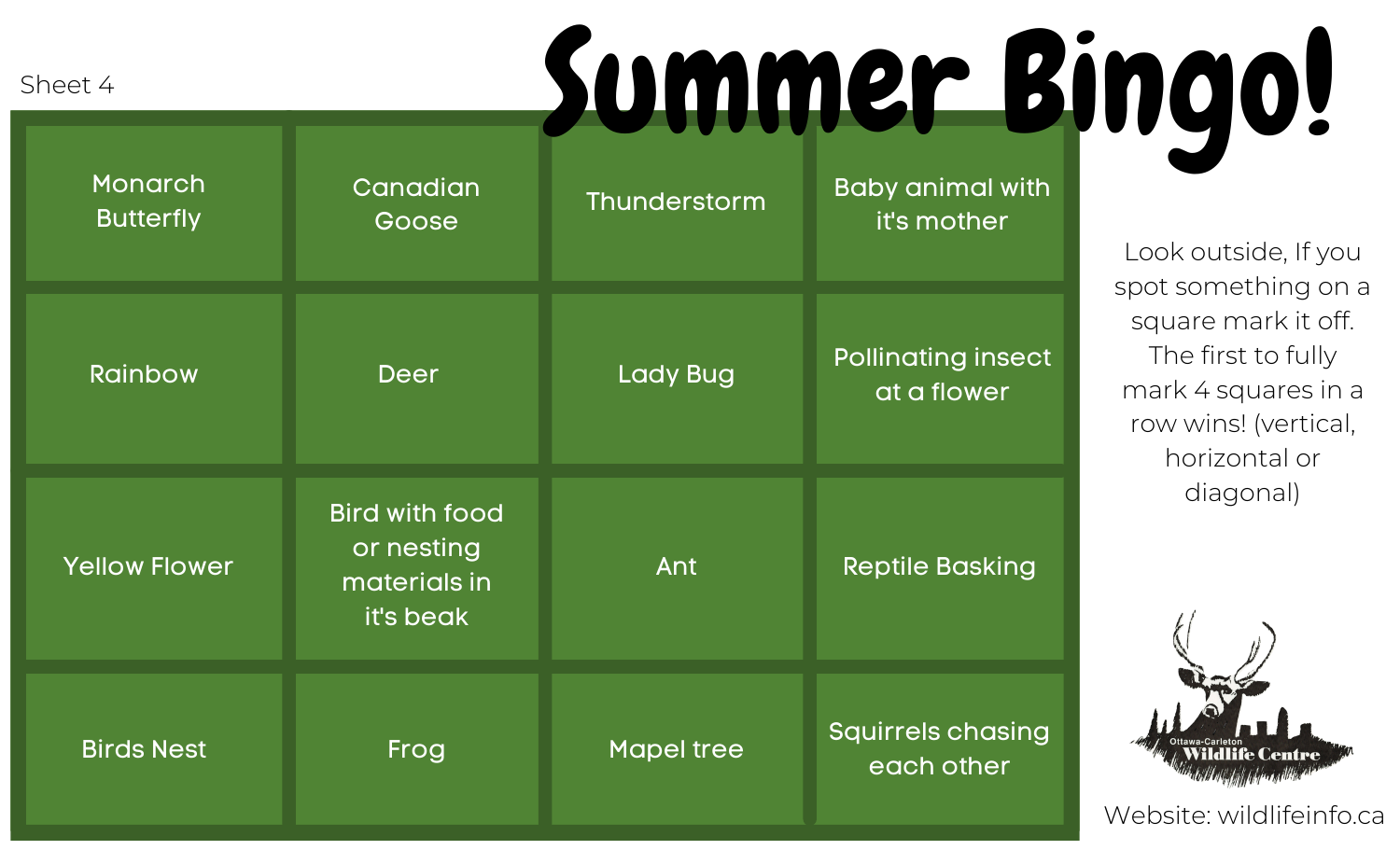Sheet 4

# Summer Bingo!

| | | | |
|---|---|---|---|
| Monarch Butterfly | Canadian Goose | Thunderstorm | Baby animal with it's mother |
| Rainbow | Deer | Lady Bug | Pollinating insect at a flower |
| Yellow Flower | Bird with food or nesting materials in it's beak | Ant | Reptile Basking |
| Birds Nest | Frog | Mapel tree | Squirrels chasing each other |

Look outside, If you spot something on a square mark it off. The first to fully mark 4 squares in a row wins! (vertical, horizontal or diagonal)

Ottawa-Carleton Wildlife Centre

Website: wildlifeinfo.ca